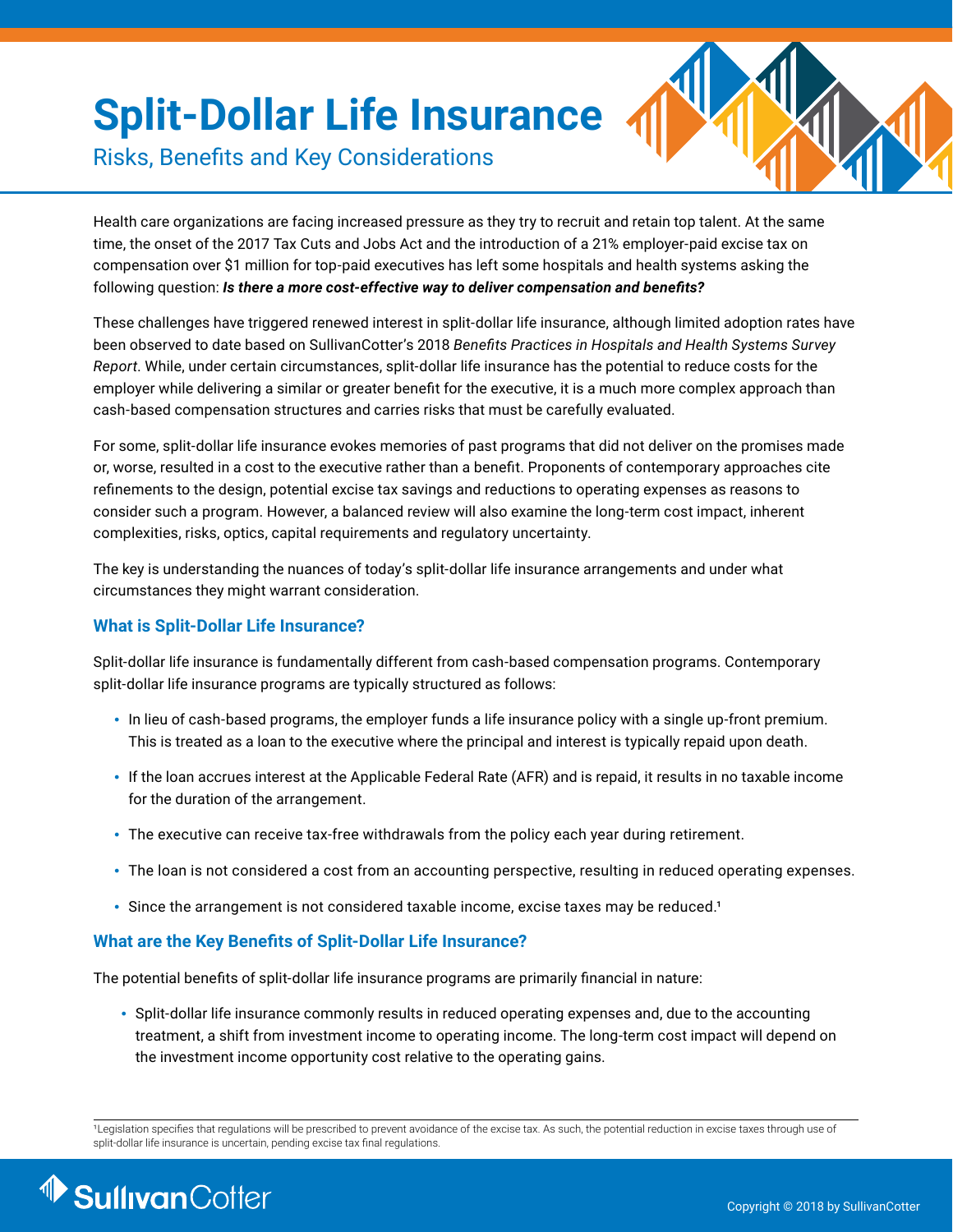# Split-Dollar Life Insurance

## Risks, Benefits and Key Considerations

Health care organizations are facing increased pressure as they try to recruit and retain top talent. At the same time, the onset of the 2017 Tax Cuts and Jobs Act and the introduction of a 21% employer-paid excise tax on compensation over $1 million for top-paid executives has left some hospitals and health systems asking the following question: ***Is there a more cost-effective way to deliver compensation and benefits?***

These challenges have triggered renewed interest in split-dollar life insurance, although limited adoption rates have been observed to date based on SullivanCotter's 2018 *Benefits Practices in Hospitals and Health Systems Survey Report*. While, under certain circumstances, split-dollar life insurance has the potential to reduce costs for the employer while delivering a similar or greater benefit for the executive, it is a much more complex approach than cash-based compensation structures and carries risks that must be carefully evaluated.

For some, split-dollar life insurance evokes memories of past programs that did not deliver on the promises made or, worse, resulted in a cost to the executive rather than a benefit. Proponents of contemporary approaches cite refinements to the design, potential excise tax savings and reductions to operating expenses as reasons to consider such a program. However, a balanced review will also examine the long-term cost impact, inherent complexities, risks, optics, capital requirements and regulatory uncertainty.

The key is understanding the nuances of today's split-dollar life insurance arrangements and under what circumstances they might warrant consideration.

### What is Split-Dollar Life Insurance?

Split-dollar life insurance is fundamentally different from cash-based compensation programs. Contemporary split-dollar life insurance programs are typically structured as follows:

- In lieu of cash-based programs, the employer funds a life insurance policy with a single up-front premium. This is treated as a loan to the executive where the principal and interest is typically repaid upon death.
- If the loan accrues interest at the Applicable Federal Rate (AFR) and is repaid, it results in no taxable income for the duration of the arrangement.
- The executive can receive tax-free withdrawals from the policy each year during retirement.
- The loan is not considered a cost from an accounting perspective, resulting in reduced operating expenses.
- Since the arrangement is not considered taxable income, excise taxes may be reduced.[1]

### What are the Key Benefits of Split-Dollar Life Insurance?

The potential benefits of split-dollar life insurance programs are primarily financial in nature:

- Split-dollar life insurance commonly results in reduced operating expenses and, due to the accounting treatment, a shift from investment income to operating income. The long-term cost impact will depend on the investment income opportunity cost relative to the operating gains.

[1] Legislation specifies that regulations will be prescribed to prevent avoidance of the excise tax. As such, the potential reduction in excise taxes through use of split-dollar life insurance is uncertain, pending excise tax final regulations.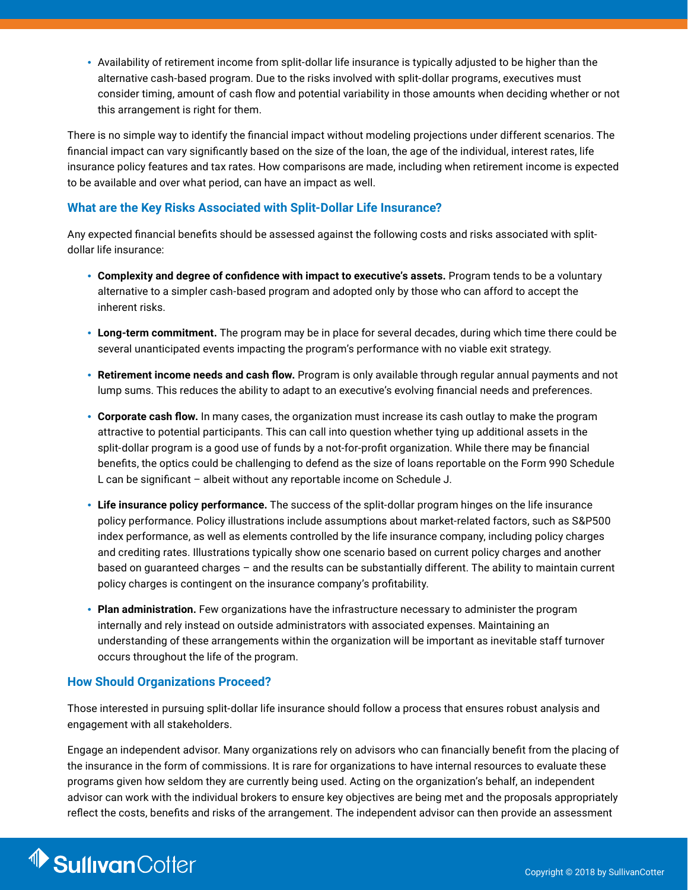- Availability of retirement income from split-dollar life insurance is typically adjusted to be higher than the alternative cash-based program. Due to the risks involved with split-dollar programs, executives must consider timing, amount of cash flow and potential variability in those amounts when deciding whether or not this arrangement is right for them.

There is no simple way to identify the financial impact without modeling projections under different scenarios. The financial impact can vary significantly based on the size of the loan, the age of the individual, interest rates, life insurance policy features and tax rates. How comparisons are made, including when retirement income is expected to be available and over what period, can have an impact as well.

### What are the Key Risks Associated with Split-Dollar Life Insurance?

Any expected financial benefits should be assessed against the following costs and risks associated with split-dollar life insurance:

- **Complexity and degree of confidence with impact to executive's assets.** Program tends to be a voluntary alternative to a simpler cash-based program and adopted only by those who can afford to accept the inherent risks.
- **Long-term commitment.** The program may be in place for several decades, during which time there could be several unanticipated events impacting the program's performance with no viable exit strategy.
- **Retirement income needs and cash flow.** Program is only available through regular annual payments and not lump sums. This reduces the ability to adapt to an executive's evolving financial needs and preferences.
- **Corporate cash flow.** In many cases, the organization must increase its cash outlay to make the program attractive to potential participants. This can call into question whether tying up additional assets in the split-dollar program is a good use of funds by a not-for-profit organization. While there may be financial benefits, the optics could be challenging to defend as the size of loans reportable on the Form 990 Schedule L can be significant – albeit without any reportable income on Schedule J.
- **Life insurance policy performance.** The success of the split-dollar program hinges on the life insurance policy performance. Policy illustrations include assumptions about market-related factors, such as S&P500 index performance, as well as elements controlled by the life insurance company, including policy charges and crediting rates. Illustrations typically show one scenario based on current policy charges and another based on guaranteed charges – and the results can be substantially different. The ability to maintain current policy charges is contingent on the insurance company's profitability.
- **Plan administration.** Few organizations have the infrastructure necessary to administer the program internally and rely instead on outside administrators with associated expenses. Maintaining an understanding of these arrangements within the organization will be important as inevitable staff turnover occurs throughout the life of the program.

### How Should Organizations Proceed?

Those interested in pursuing split-dollar life insurance should follow a process that ensures robust analysis and engagement with all stakeholders.

Engage an independent advisor. Many organizations rely on advisors who can financially benefit from the placing of the insurance in the form of commissions. It is rare for organizations to have internal resources to evaluate these programs given how seldom they are currently being used. Acting on the organization's behalf, an independent advisor can work with the individual brokers to ensure key objectives are being met and the proposals appropriately reflect the costs, benefits and risks of the arrangement. The independent advisor can then provide an assessment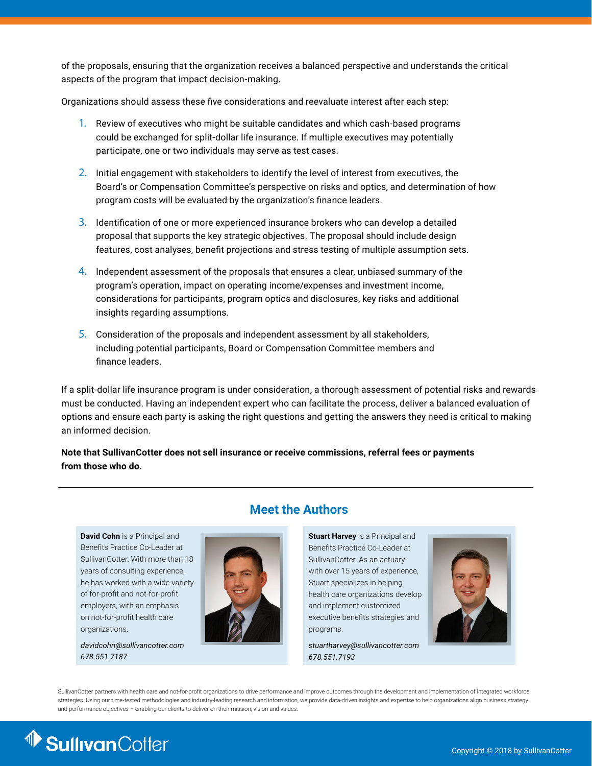of the proposals, ensuring that the organization receives a balanced perspective and understands the critical aspects of the program that impact decision-making.

Organizations should assess these five considerations and reevaluate interest after each step:

1. Review of executives who might be suitable candidates and which cash-based programs could be exchanged for split-dollar life insurance. If multiple executives may potentially participate, one or two individuals may serve as test cases.
2. Initial engagement with stakeholders to identify the level of interest from executives, the Board's or Compensation Committee's perspective on risks and optics, and determination of how program costs will be evaluated by the organization's finance leaders.
3. Identification of one or more experienced insurance brokers who can develop a detailed proposal that supports the key strategic objectives. The proposal should include design features, cost analyses, benefit projections and stress testing of multiple assumption sets.
4. Independent assessment of the proposals that ensures a clear, unbiased summary of the program's operation, impact on operating income/expenses and investment income, considerations for participants, program optics and disclosures, key risks and additional insights regarding assumptions.
5. Consideration of the proposals and independent assessment by all stakeholders, including potential participants, Board or Compensation Committee members and finance leaders.

If a split-dollar life insurance program is under consideration, a thorough assessment of potential risks and rewards must be conducted. Having an independent expert who can facilitate the process, deliver a balanced evaluation of options and ensure each party is asking the right questions and getting the answers they need is critical to making an informed decision.

**Note that SullivanCotter does not sell insurance or receive commissions, referral fees or payments from those who do.**

---

## Meet the Authors

**David Cohn** is a Principal and Benefits Practice Co-Leader at SullivanCotter. With more than 18 years of consulting experience, he has worked with a wide variety of for-profit and not-for-profit employers, with an emphasis on not-for-profit health care organizations.

*davidcohn@sullivancotter.com*
*678.551.7187*

**Stuart Harvey** is a Principal and Benefits Practice Co-Leader at SullivanCotter. As an actuary with over 15 years of experience, Stuart specializes in helping health care organizations develop and implement customized executive benefits strategies and programs.

*stuartharvey@sullivancotter.com*
*678.551.7193*

SullivanCotter partners with health care and not-for-profit organizations to drive performance and improve outcomes through the development and implementation of integrated workforce strategies. Using our time-tested methodologies and industry-leading research and information, we provide data-driven insights and expertise to help organizations align business strategy and performance objectives – enabling our clients to deliver on their mission, vision and values.

SullivanCotter

Copyright © 2018 by SullivanCotter